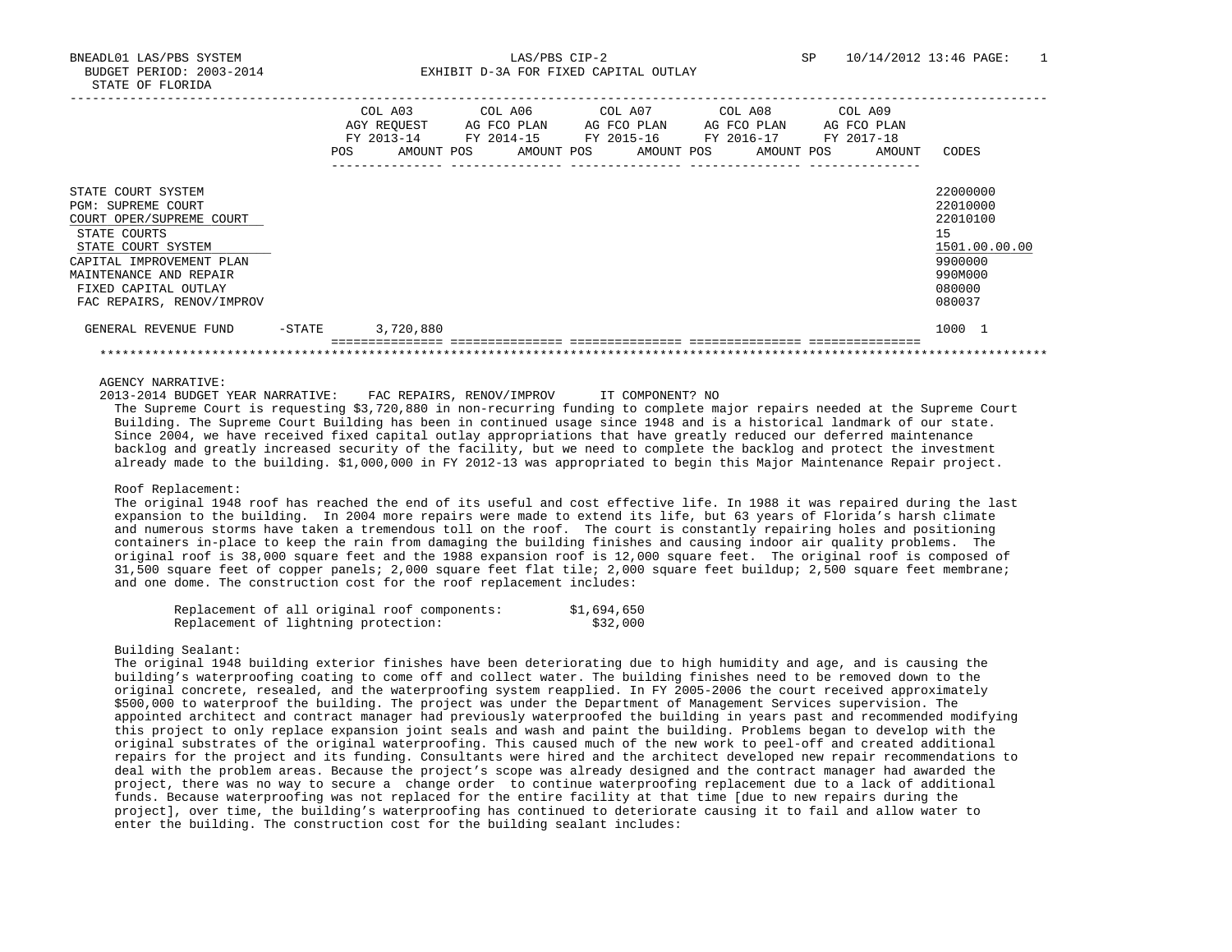BNEADL01 LAS/PBS SYSTEM LAS/PBS CIP-2 SP 10/14/2012 13:46
BUDGET PERIOD: 2003-2014 EXHIBIT D-3A FOR FIXED CAPITAL OUTLAY
STATE OF FLORIDA

| | | COL A03 AGY REQUEST FY 2013-14 | COL A06 AG FCO PLAN FY 2014-15 | COL A07 AG FCO PLAN FY 2015-16 | COL A08 AG FCO PLAN FY 2016-17 | COL A09 AG FCO PLAN FY 2017-18 | |
|---|---|---|---|---|---|---|---|
| | | POS AMOUNT | POS AMOUNT | POS AMOUNT | POS AMOUNT | POS AMOUNT | CODES |
| STATE COURT SYSTEM | | | | | | | 22000000 |
| PGM: SUPREME COURT | | | | | | | 22010000 |
| COURT OPER/SUPREME COURT | | | | | | | 22010100 |
| STATE COURTS | | | | | | | 15 |
| STATE COURT SYSTEM | | | | | | | 1501.00.00.00 |
| CAPITAL IMPROVEMENT PLAN | | | | | | | 9900000 |
| MAINTENANCE AND REPAIR | | | | | | | 990M000 |
| FIXED CAPITAL OUTLAY | | | | | | | 080000 |
| FAC REPAIRS, RENOV/IMPROV | | | | | | | 080037 |
| GENERAL REVENUE FUND | -STATE | 3,720,880 | | | | | 1000 1 |

AGENCY NARRATIVE:
2013-2014 BUDGET YEAR NARRATIVE: FAC REPAIRS, RENOV/IMPROV IT COMPONENT? NO

The Supreme Court is requesting $3,720,880 in non-recurring funding to complete major repairs needed at the Supreme Court Building. The Supreme Court Building has been in continued usage since 1948 and is a historical landmark of our state. Since 2004, we have received fixed capital outlay appropriations that have greatly reduced our deferred maintenance backlog and greatly increased security of the facility, but we need to complete the backlog and protect the investment already made to the building. $1,000,000 in FY 2012-13 was appropriated to begin this Major Maintenance Repair project.

Roof Replacement:
The original 1948 roof has reached the end of its useful and cost effective life. In 1988 it was repaired during the last expansion to the building. In 2004 more repairs were made to extend its life, but 63 years of Florida's harsh climate and numerous storms have taken a tremendous toll on the roof. The court is constantly repairing holes and positioning containers in-place to keep the rain from damaging the building finishes and causing indoor air quality problems. The original roof is 38,000 square feet and the 1988 expansion roof is 12,000 square feet. The original roof is composed of 31,500 square feet of copper panels; 2,000 square feet flat tile; 2,000 square feet buildup; 2,500 square feet membrane; and one dome. The construction cost for the roof replacement includes:

| | |
|---|---|
| Replacement of all original roof components: | $1,694,650 |
| Replacement of lightning protection: | $32,000 |

Building Sealant:
The original 1948 building exterior finishes have been deteriorating due to high humidity and age, and is causing the building's waterproofing coating to come off and collect water. The building finishes need to be removed down to the original concrete, resealed, and the waterproofing system reapplied. In FY 2005-2006 the court received approximately $500,000 to waterproof the building. The project was under the Department of Management Services supervision. The appointed architect and contract manager had previously waterproofed the building in years past and recommended modifying this project to only replace expansion joint seals and wash and paint the building. Problems began to develop with the original substrates of the original waterproofing. This caused much of the new work to peel-off and created additional repairs for the project and its funding. Consultants were hired and the architect developed new repair recommendations to deal with the problem areas. Because the project's scope was already designed and the contract manager had awarded the project, there was no way to secure a change order to continue waterproofing replacement due to a lack of additional funds. Because waterproofing was not replaced for the entire facility at that time [due to new repairs during the project], over time, the building's waterproofing has continued to deteriorate causing it to fail and allow water to enter the building. The construction cost for the building sealant includes: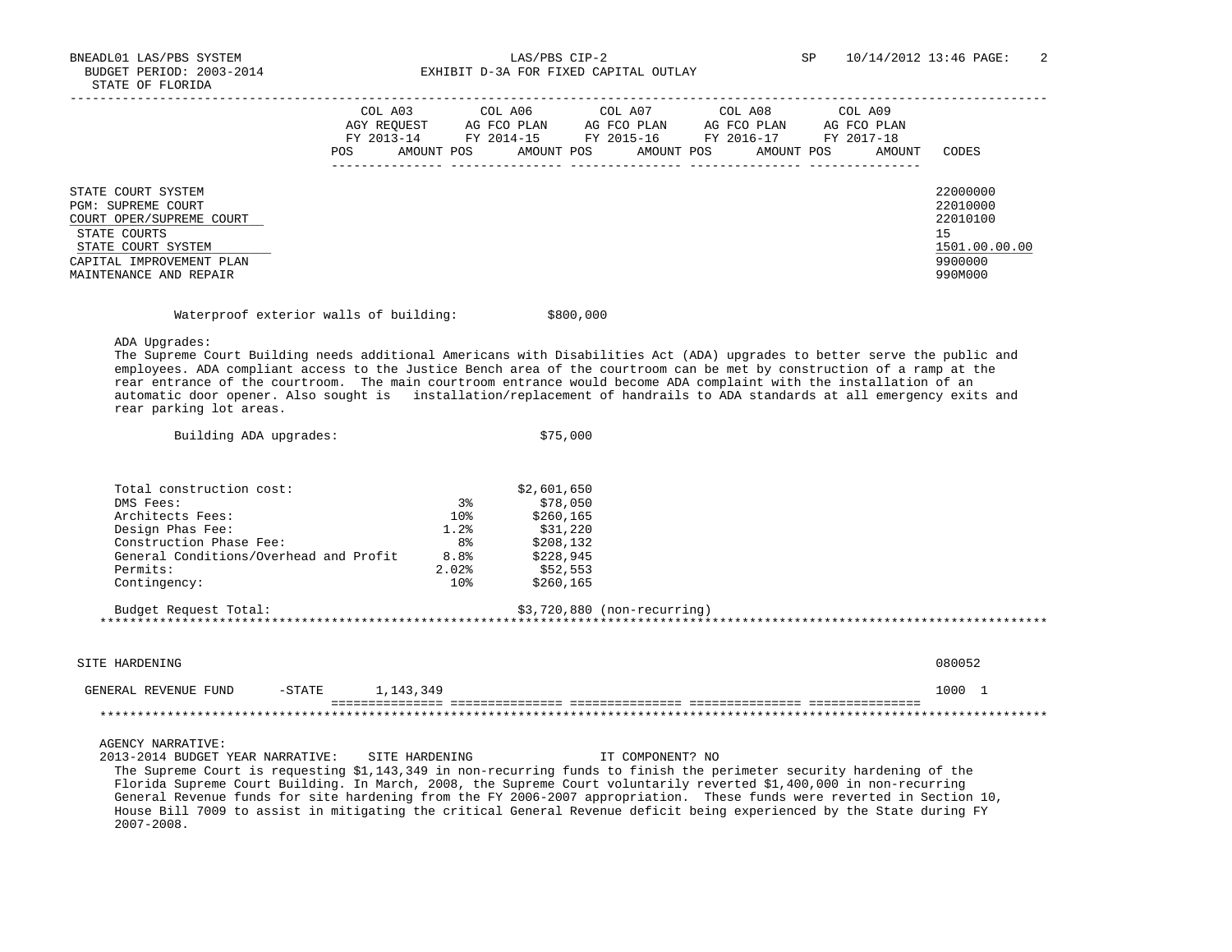STATE OF FLORIDA

| | COL A03 AGY REQUEST FY 2013-14 POS AMOUNT | COL A06 AG FCO PLAN FY 2014-15 POS AMOUNT | COL A07 AG FCO PLAN FY 2015-16 POS AMOUNT | COL A08 AG FCO PLAN FY 2016-17 POS AMOUNT | COL A09 AG FCO PLAN FY 2017-18 POS AMOUNT | CODES |
|---|---|---|---|---|---|---|
| STATE COURT SYSTEM | | | | | | 22000000 |
| PGM: SUPREME COURT | | | | | | 22010000 |
| COURT OPER/SUPREME COURT | | | | | | 22010100 |
| STATE COURTS | | | | | | 15 |
| STATE COURT SYSTEM | | | | | | 1501.00.00.00 |
| CAPITAL IMPROVEMENT PLAN | | | | | | 9900000 |
| MAINTENANCE AND REPAIR | | | | | | 990M000 |

Waterproof exterior walls of building: $800,000

ADA Upgrades:
The Supreme Court Building needs additional Americans with Disabilities Act (ADA) upgrades to better serve the public and employees. ADA compliant access to the Justice Bench area of the courtroom can be met by construction of a ramp at the rear entrance of the courtroom. The main courtroom entrance would become ADA complaint with the installation of an automatic door opener. Also sought is installation/replacement of handrails to ADA standards at all emergency exits and rear parking lot areas.

Building ADA upgrades: $75,000

| | | |
|---|---|---|
| Total construction cost: | | $2,601,650 |
| DMS Fees: | 3% | $78,050 |
| Architects Fees: | 10% | $260,165 |
| Design Phas Fee: | 1.2% | $31,220 |
| Construction Phase Fee: | 8% | $208,132 |
| General Conditions/Overhead and Profit | 8.8% | $228,945 |
| Permits: | 2.02% | $52,553 |
| Contingency: | 10% | $260,165 |

Budget Request Total: $3,720,880 (non-recurring)

*****************************************************************************************************************************

| | COL A03 | COL A06 | COL A07 | COL A08 | COL A09 | CODES |
|---|---|---|---|---|---|---|
| SITE HARDENING | | | | | | 080052 |
| GENERAL REVENUE FUND -STATE | 1,143,349 | | | | | 1000 1 |

*****************************************************************************************************************************

AGENCY NARRATIVE:
2013-2014 BUDGET YEAR NARRATIVE: SITE HARDENING IT COMPONENT? NO
The Supreme Court is requesting $1,143,349 in non-recurring funds to finish the perimeter security hardening of the Florida Supreme Court Building. In March, 2008, the Supreme Court voluntarily reverted $1,400,000 in non-recurring General Revenue funds for site hardening from the FY 2006-2007 appropriation. These funds were reverted in Section 10, House Bill 7009 to assist in mitigating the critical General Revenue deficit being experienced by the State during FY 2007-2008.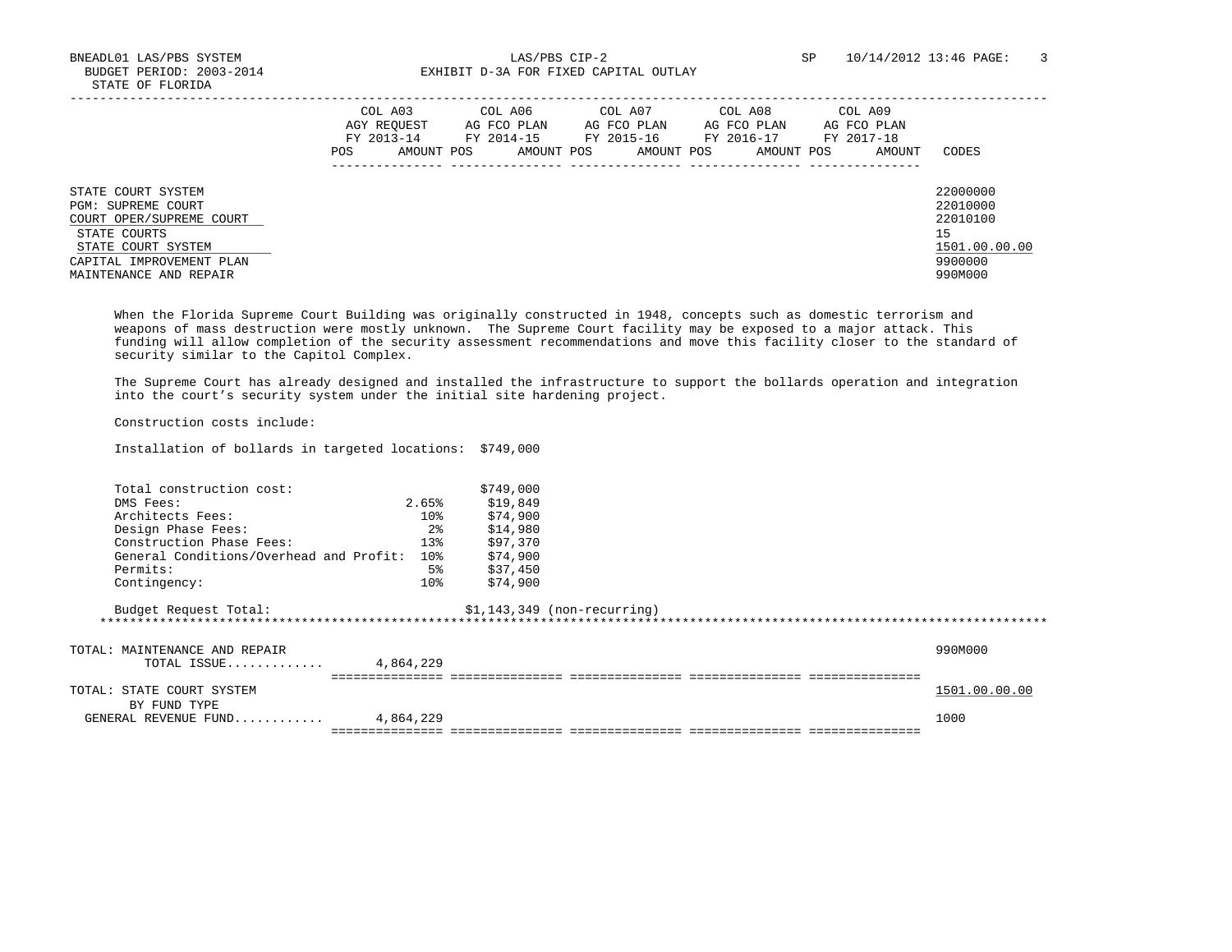BNEADL01 LAS/PBS SYSTEM LAS/PBS CIP-2 SP 10/14/2012 13:46
BUDGET PERIOD: 2003-2014 EXHIBIT D-3A FOR FIXED CAPITAL OUTLAY
STATE OF FLORIDA

| | COL A03 AGY REQUEST FY 2013-14 POS AMOUNT | COL A06 AG FCO PLAN FY 2014-15 POS AMOUNT | COL A07 AG FCO PLAN FY 2015-16 POS AMOUNT | COL A08 AG FCO PLAN FY 2016-17 POS AMOUNT | COL A09 AG FCO PLAN FY 2017-18 POS AMOUNT | CODES |
|---|---|---|---|---|---|---|
| STATE COURT SYSTEM | | | | | | 22000000 |
| PGM: SUPREME COURT | | | | | | 22010000 |
| COURT OPER/SUPREME COURT | | | | | | 22010100 |
| STATE COURTS | | | | | | 15 |
| STATE COURT SYSTEM | | | | | | 1501.00.00.00 |
| CAPITAL IMPROVEMENT PLAN | | | | | | 9900000 |
| MAINTENANCE AND REPAIR | | | | | | 990M000 |

When the Florida Supreme Court Building was originally constructed in 1948, concepts such as domestic terrorism and weapons of mass destruction were mostly unknown. The Supreme Court facility may be exposed to a major attack. This funding will allow completion of the security assessment recommendations and move this facility closer to the standard of security similar to the Capitol Complex.

The Supreme Court has already designed and installed the infrastructure to support the bollards operation and integration into the court's security system under the initial site hardening project.

Construction costs include:

Installation of bollards in targeted locations: $749,000

| | | |
|---|---|---|
| Total construction cost: | | $749,000 |
| DMS Fees: | 2.65% | $19,849 |
| Architects Fees: | 10% | $74,900 |
| Design Phase Fees: | 2% | $14,980 |
| Construction Phase Fees: | 13% | $97,370 |
| General Conditions/Overhead and Profit: | 10% | $74,900 |
| Permits: | 5% | $37,450 |
| Contingency: | 10% | $74,900 |

Budget Request Total: $1,143,349 (non-recurring)

***

| | COL A03 | COL A06 | COL A07 | COL A08 | COL A09 | CODES |
|---|---|---|---|---|---|---|
| TOTAL: MAINTENANCE AND REPAIR | | | | | | 990M000 |
| TOTAL ISSUE............ | 4,864,229 | | | | | |
| TOTAL: STATE COURT SYSTEM | | | | | | 1501.00.00.00 |
| BY FUND TYPE | | | | | | |
| GENERAL REVENUE FUND........... | 4,864,229 | | | | | 1000 |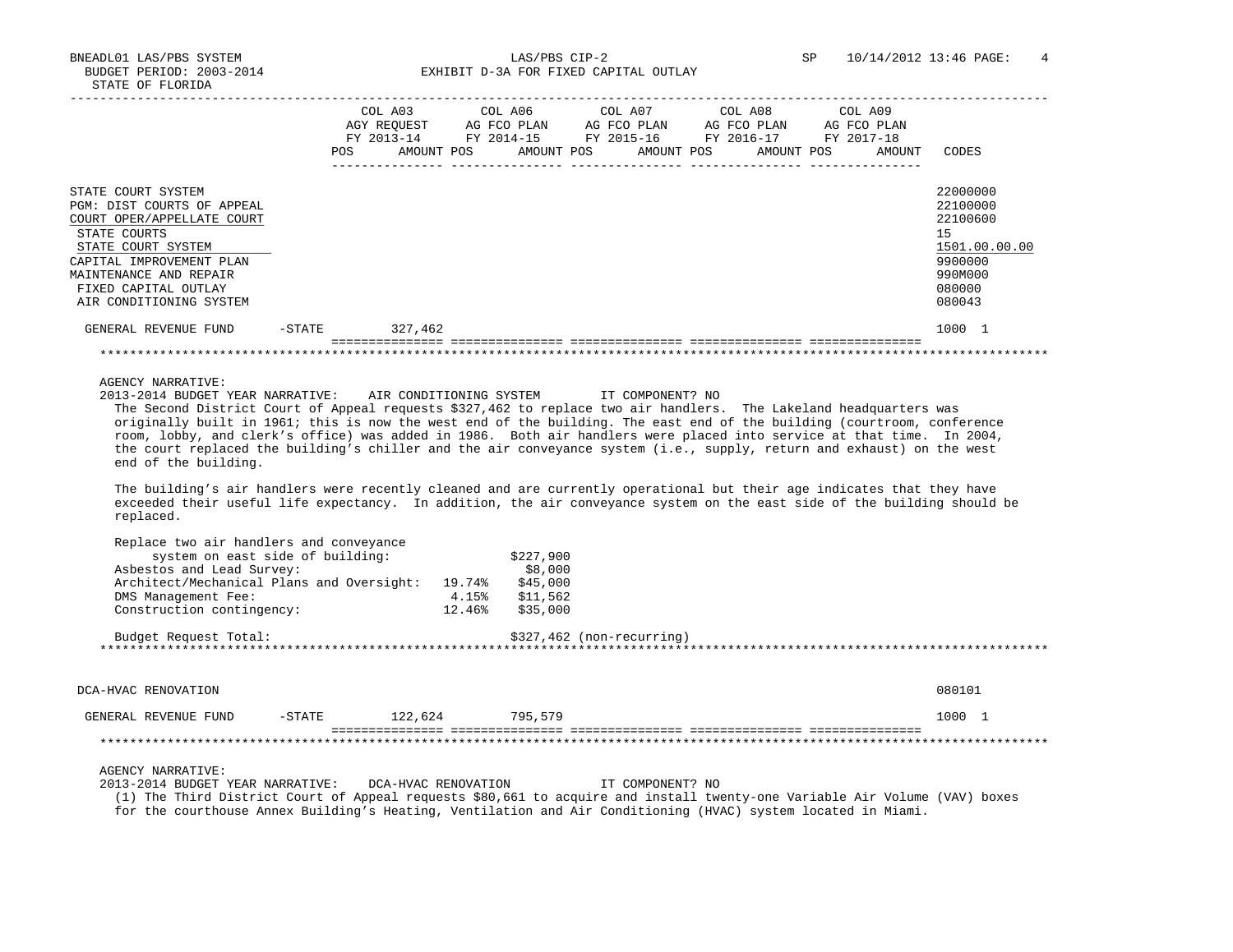| | COL A03 AGY REQUEST FY 2013-14 POS AMOUNT | COL A06 AG FCO PLAN FY 2014-15 POS AMOUNT | COL A07 AG FCO PLAN FY 2015-16 POS AMOUNT | COL A08 AG FCO PLAN FY 2016-17 POS AMOUNT | COL A09 AG FCO PLAN FY 2017-18 POS AMOUNT | CODES |
|---|---|---|---|---|---|---|
| STATE COURT SYSTEM | | | | | | 22000000 |
| PGM: DIST COURTS OF APPEAL | | | | | | 22100000 |
| COURT OPER/APPELLATE COURT | | | | | | 22100600 |
| STATE COURTS | | | | | | 15 |
| STATE COURT SYSTEM | | | | | | 1501.00.00.00 |
| CAPITAL IMPROVEMENT PLAN | | | | | | 9900000 |
| MAINTENANCE AND REPAIR | | | | | | 990M000 |
| FIXED CAPITAL OUTLAY | | | | | | 080000 |
| AIR CONDITIONING SYSTEM | | | | | | 080043 |
| GENERAL REVENUE FUND -STATE | 327,462 | | | | | 1000 1 |

AGENCY NARRATIVE:

2013-2014 BUDGET YEAR NARRATIVE: AIR CONDITIONING SYSTEM IT COMPONENT? NO

The Second District Court of Appeal requests $327,462 to replace two air handlers. The Lakeland headquarters was originally built in 1961; this is now the west end of the building. The east end of the building (courtroom, conference room, lobby, and clerk's office) was added in 1986. Both air handlers were placed into service at that time. In 2004, the court replaced the building's chiller and the air conveyance system (i.e., supply, return and exhaust) on the west end of the building.

The building's air handlers were recently cleaned and are currently operational but their age indicates that they have exceeded their useful life expectancy. In addition, the air conveyance system on the east side of the building should be replaced.

| Item | % | Amount |
|---|---|---|
| Replace two air handlers and conveyance system on east side of building: | | $227,900 |
| Asbestos and Lead Survey: | | $8,000 |
| Architect/Mechanical Plans and Oversight: | 19.74% | $45,000 |
| DMS Management Fee: | 4.15% | $11,562 |
| Construction contingency: | 12.46% | $35,000 |
| Budget Request Total: | | $327,462 (non-recurring) |

| | COL A03 | COL A06 | COL A07 | COL A08 | COL A09 | CODES |
|---|---|---|---|---|---|---|
| DCA-HVAC RENOVATION | | | | | | 080101 |
| GENERAL REVENUE FUND -STATE | 122,624 | 795,579 | | | | 1000 1 |

AGENCY NARRATIVE:

2013-2014 BUDGET YEAR NARRATIVE: DCA-HVAC RENOVATION IT COMPONENT? NO

(1) The Third District Court of Appeal requests $80,661 to acquire and install twenty-one Variable Air Volume (VAV) boxes for the courthouse Annex Building's Heating, Ventilation and Air Conditioning (HVAC) system located in Miami.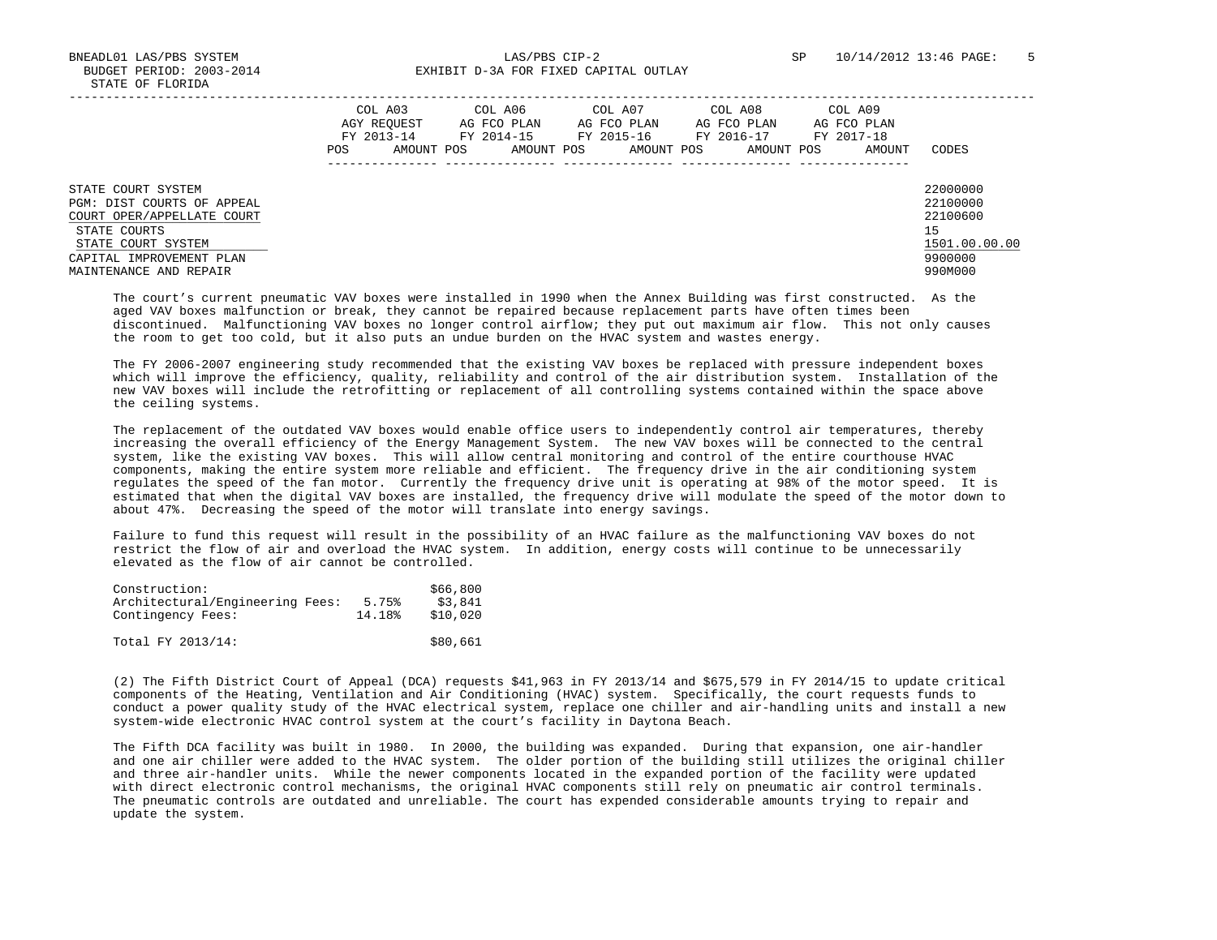| | COL A03 AGY REQUEST FY 2013-14 | | COL A06 AG FCO PLAN FY 2014-15 | | COL A07 AG FCO PLAN FY 2015-16 | | COL A08 AG FCO PLAN FY 2016-17 | | COL A09 AG FCO PLAN FY 2017-18 | | |
|---|---|---|---|---|---|---|---|---|---|---|---|
| | POS | AMOUNT | POS | AMOUNT | POS | AMOUNT | POS | AMOUNT | POS | AMOUNT | CODES |
| STATE COURT SYSTEM | | | | | | | | | | | 22000000 |
| PGM: DIST COURTS OF APPEAL | | | | | | | | | | | 22100000 |
| COURT OPER/APPELLATE COURT | | | | | | | | | | | 22100600 |
| STATE COURTS | | | | | | | | | | | 15 |
| STATE COURT SYSTEM | | | | | | | | | | | 1501.00.00.00 |
| CAPITAL IMPROVEMENT PLAN | | | | | | | | | | | 9900000 |
| MAINTENANCE AND REPAIR | | | | | | | | | | | 990M000 |

The court's current pneumatic VAV boxes were installed in 1990 when the Annex Building was first constructed. As the aged VAV boxes malfunction or break, they cannot be repaired because replacement parts have often times been discontinued. Malfunctioning VAV boxes no longer control airflow; they put out maximum air flow. This not only causes the room to get too cold, but it also puts an undue burden on the HVAC system and wastes energy.

The FY 2006-2007 engineering study recommended that the existing VAV boxes be replaced with pressure independent boxes which will improve the efficiency, quality, reliability and control of the air distribution system. Installation of the new VAV boxes will include the retrofitting or replacement of all controlling systems contained within the space above the ceiling systems.

The replacement of the outdated VAV boxes would enable office users to independently control air temperatures, thereby increasing the overall efficiency of the Energy Management System. The new VAV boxes will be connected to the central system, like the existing VAV boxes. This will allow central monitoring and control of the entire courthouse HVAC components, making the entire system more reliable and efficient. The frequency drive in the air conditioning system regulates the speed of the fan motor. Currently the frequency drive unit is operating at 98% of the motor speed. It is estimated that when the digital VAV boxes are installed, the frequency drive will modulate the speed of the motor down to about 47%. Decreasing the speed of the motor will translate into energy savings.

Failure to fund this request will result in the possibility of an HVAC failure as the malfunctioning VAV boxes do not restrict the flow of air and overload the HVAC system. In addition, energy costs will continue to be unnecessarily elevated as the flow of air cannot be controlled.

| | | |
|---|---|---|
| Construction: | | $66,800 |
| Architectural/Engineering Fees: | 5.75% | $3,841 |
| Contingency Fees: | 14.18% | $10,020 |
| Total FY 2013/14: | | $80,661 |

(2) The Fifth District Court of Appeal (DCA) requests $41,963 in FY 2013/14 and $675,579 in FY 2014/15 to update critical components of the Heating, Ventilation and Air Conditioning (HVAC) system. Specifically, the court requests funds to conduct a power quality study of the HVAC electrical system, replace one chiller and air-handling units and install a new system-wide electronic HVAC control system at the court's facility in Daytona Beach.

The Fifth DCA facility was built in 1980. In 2000, the building was expanded. During that expansion, one air-handler and one air chiller were added to the HVAC system. The older portion of the building still utilizes the original chiller and three air-handler units. While the newer components located in the expanded portion of the facility were updated with direct electronic control mechanisms, the original HVAC components still rely on pneumatic air control terminals. The pneumatic controls are outdated and unreliable. The court has expended considerable amounts trying to repair and update the system.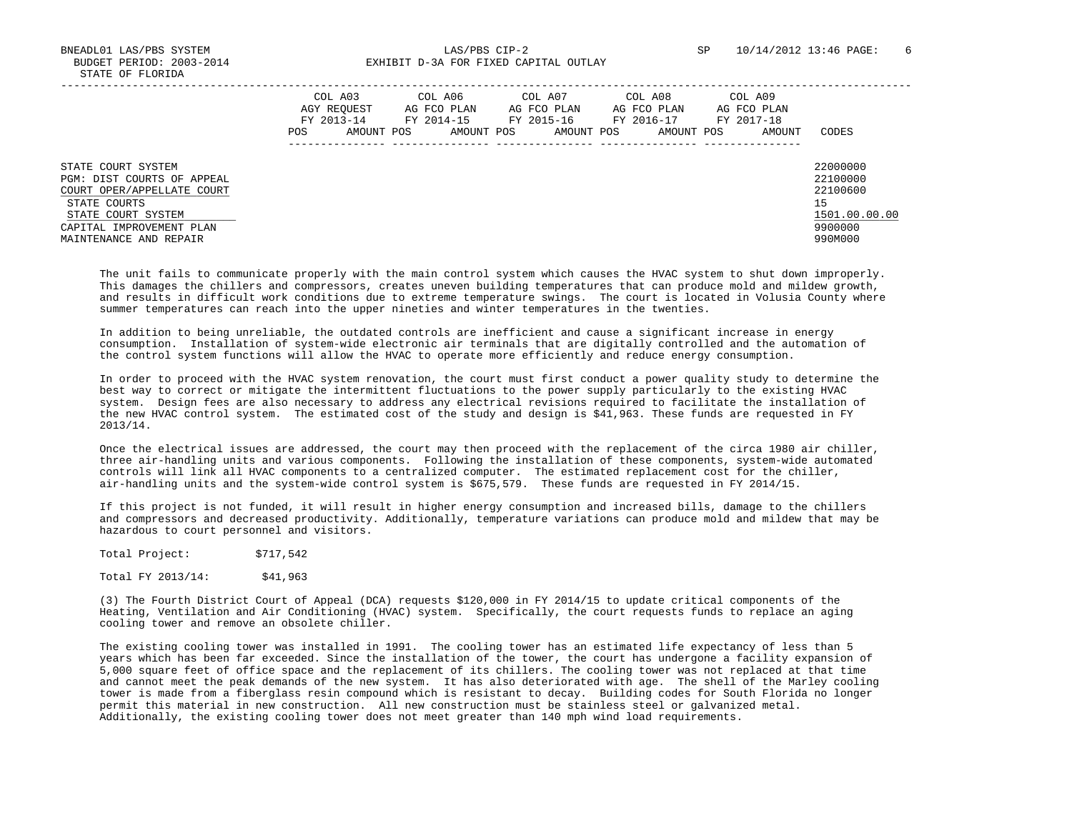| | COL A03 AGY REQUEST FY 2013-14 | | COL A06 AG FCO PLAN FY 2014-15 | | COL A07 AG FCO PLAN FY 2015-16 | | COL A08 AG FCO PLAN FY 2016-17 | | COL A09 AG FCO PLAN FY 2017-18 | | |
|---|---|---|---|---|---|---|---|---|---|---|---|
| | POS | AMOUNT | POS | AMOUNT | POS | AMOUNT | POS | AMOUNT | POS | AMOUNT | CODES |
| STATE COURT SYSTEM | | | | | | | | | | | 22000000 |
| PGM: DIST COURTS OF APPEAL | | | | | | | | | | | 22100000 |
| COURT OPER/APPELLATE COURT | | | | | | | | | | | 22100600 |
| STATE COURTS | | | | | | | | | | | 15 |
| STATE COURT SYSTEM | | | | | | | | | | | 1501.00.00.00 |
| CAPITAL IMPROVEMENT PLAN | | | | | | | | | | | 9900000 |
| MAINTENANCE AND REPAIR | | | | | | | | | | | 990M000 |

The unit fails to communicate properly with the main control system which causes the HVAC system to shut down improperly. This damages the chillers and compressors, creates uneven building temperatures that can produce mold and mildew growth, and results in difficult work conditions due to extreme temperature swings. The court is located in Volusia County where summer temperatures can reach into the upper nineties and winter temperatures in the twenties.

In addition to being unreliable, the outdated controls are inefficient and cause a significant increase in energy consumption. Installation of system-wide electronic air terminals that are digitally controlled and the automation of the control system functions will allow the HVAC to operate more efficiently and reduce energy consumption.

In order to proceed with the HVAC system renovation, the court must first conduct a power quality study to determine the best way to correct or mitigate the intermittent fluctuations to the power supply particularly to the existing HVAC system. Design fees are also necessary to address any electrical revisions required to facilitate the installation of the new HVAC control system. The estimated cost of the study and design is $41,963. These funds are requested in FY 2013/14.

Once the electrical issues are addressed, the court may then proceed with the replacement of the circa 1980 air chiller, three air-handling units and various components. Following the installation of these components, system-wide automated controls will link all HVAC components to a centralized computer. The estimated replacement cost for the chiller, air-handling units and the system-wide control system is $675,579. These funds are requested in FY 2014/15.

If this project is not funded, it will result in higher energy consumption and increased bills, damage to the chillers and compressors and decreased productivity. Additionally, temperature variations can produce mold and mildew that may be hazardous to court personnel and visitors.

Total Project: $717,542

Total FY 2013/14: $41,963

(3) The Fourth District Court of Appeal (DCA) requests $120,000 in FY 2014/15 to update critical components of the Heating, Ventilation and Air Conditioning (HVAC) system. Specifically, the court requests funds to replace an aging cooling tower and remove an obsolete chiller.

The existing cooling tower was installed in 1991. The cooling tower has an estimated life expectancy of less than 5 years which has been far exceeded. Since the installation of the tower, the court has undergone a facility expansion of 5,000 square feet of office space and the replacement of its chillers. The cooling tower was not replaced at that time and cannot meet the peak demands of the new system. It has also deteriorated with age. The shell of the Marley cooling tower is made from a fiberglass resin compound which is resistant to decay. Building codes for South Florida no longer permit this material in new construction. All new construction must be stainless steel or galvanized metal. Additionally, the existing cooling tower does not meet greater than 140 mph wind load requirements.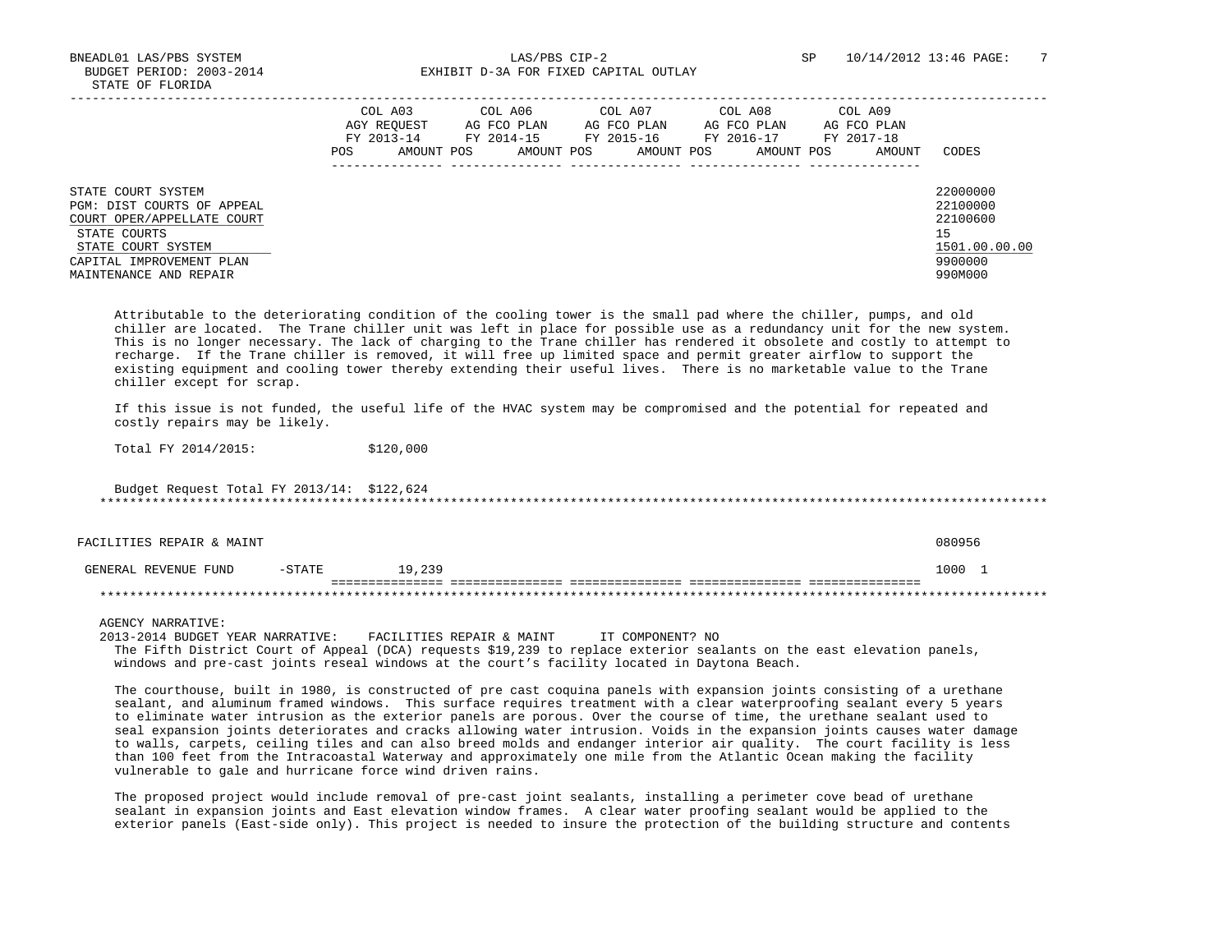BNEADL01 LAS/PBS SYSTEM — LAS/PBS CIP-2 — SP 10/14/2012 13:46

BUDGET PERIOD: 2003-2014 — EXHIBIT D-3A FOR FIXED CAPITAL OUTLAY

STATE OF FLORIDA

| | COL A03 AGY REQUEST FY 2013-14 POS AMOUNT | COL A06 AG FCO PLAN FY 2014-15 POS AMOUNT | COL A07 AG FCO PLAN FY 2015-16 POS AMOUNT | COL A08 AG FCO PLAN FY 2016-17 POS AMOUNT | COL A09 AG FCO PLAN FY 2017-18 POS AMOUNT | CODES |
|---|---|---|---|---|---|---|
| STATE COURT SYSTEM | | | | | | 22000000 |
| PGM: DIST COURTS OF APPEAL | | | | | | 22100000 |
| COURT OPER/APPELLATE COURT | | | | | | 22100600 |
| STATE COURTS | | | | | | 15 |
| STATE COURT SYSTEM | | | | | | 1501.00.00.00 |
| CAPITAL IMPROVEMENT PLAN | | | | | | 9900000 |
| MAINTENANCE AND REPAIR | | | | | | 990M000 |

Attributable to the deteriorating condition of the cooling tower is the small pad where the chiller, pumps, and old chiller are located. The Trane chiller unit was left in place for possible use as a redundancy unit for the new system. This is no longer necessary. The lack of charging to the Trane chiller has rendered it obsolete and costly to attempt to recharge. If the Trane chiller is removed, it will free up limited space and permit greater airflow to support the existing equipment and cooling tower thereby extending their useful lives. There is no marketable value to the Trane chiller except for scrap.

If this issue is not funded, the useful life of the HVAC system may be compromised and the potential for repeated and costly repairs may be likely.

Total FY 2014/2015: $120,000

Budget Request Total FY 2013/14: $122,624

*****************************************************************************************************************************

| | COL A03 | COL A06 | COL A07 | COL A08 | COL A09 | CODES |
|---|---|---|---|---|---|---|
| FACILITIES REPAIR & MAINT | | | | | | 080956 |
| GENERAL REVENUE FUND -STATE | 19,239 | | | | | 1000 1 |

*****************************************************************************************************************************

AGENCY NARRATIVE:

2013-2014 BUDGET YEAR NARRATIVE: FACILITIES REPAIR & MAINT IT COMPONENT? NO

The Fifth District Court of Appeal (DCA) requests $19,239 to replace exterior sealants on the east elevation panels, windows and pre-cast joints reseal windows at the court's facility located in Daytona Beach.

The courthouse, built in 1980, is constructed of pre cast coquina panels with expansion joints consisting of a urethane sealant, and aluminum framed windows. This surface requires treatment with a clear waterproofing sealant every 5 years to eliminate water intrusion as the exterior panels are porous. Over the course of time, the urethane sealant used to seal expansion joints deteriorates and cracks allowing water intrusion. Voids in the expansion joints causes water damage to walls, carpets, ceiling tiles and can also breed molds and endanger interior air quality. The court facility is less than 100 feet from the Intracoastal Waterway and approximately one mile from the Atlantic Ocean making the facility vulnerable to gale and hurricane force wind driven rains.

The proposed project would include removal of pre-cast joint sealants, installing a perimeter cove bead of urethane sealant in expansion joints and East elevation window frames. A clear water proofing sealant would be applied to the exterior panels (East-side only). This project is needed to insure the protection of the building structure and contents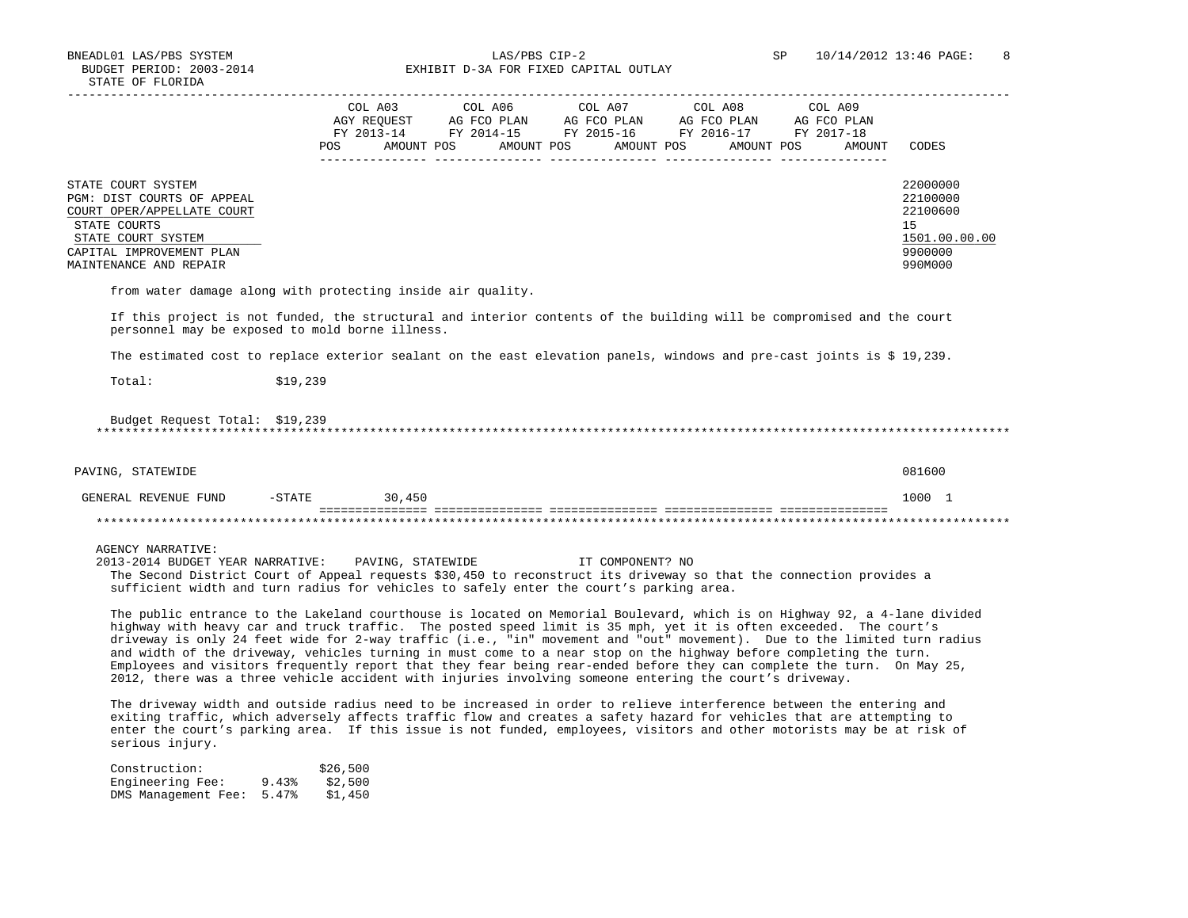STATE COURT SYSTEM 22000000
PGM: DIST COURTS OF APPEAL 22100000
COURT OPER/APPELLATE COURT 22100600
STATE COURTS 15
STATE COURT SYSTEM 1501.00.00.00
CAPITAL IMPROVEMENT PLAN 9900000
MAINTENANCE AND REPAIR 990M000

| | COL A03 AGY REQUEST FY 2013-14 | | COL A06 AG FCO PLAN FY 2014-15 | | COL A07 AG FCO PLAN FY 2015-16 | | COL A08 AG FCO PLAN FY 2016-17 | | COL A09 AG FCO PLAN FY 2017-18 | | |
|---|---|---|---|---|---|---|---|---|---|---|---|
| | POS | AMOUNT | POS | AMOUNT | POS | AMOUNT | POS | AMOUNT | POS | AMOUNT | CODES |

from water damage along with protecting inside air quality.

If this project is not funded, the structural and interior contents of the building will be compromised and the court personnel may be exposed to mold borne illness.

The estimated cost to replace exterior sealant on the east elevation panels, windows and pre-cast joints is $ 19,239.

Total: $19,239

Budget Request Total: $19,239

*****

| | POS | AMOUNT | POS | AMOUNT | POS | AMOUNT | POS | AMOUNT | POS | AMOUNT | CODES |
|---|---|---|---|---|---|---|---|---|---|---|---|
| PAVING, STATEWIDE | | | | | | | | | | | 081600 |
| GENERAL REVENUE FUND -STATE | | 30,450 | | | | | | | | | 1000 1 |

*****

AGENCY NARRATIVE:

2013-2014 BUDGET YEAR NARRATIVE: PAVING, STATEWIDE IT COMPONENT? NO

The Second District Court of Appeal requests $30,450 to reconstruct its driveway so that the connection provides a sufficient width and turn radius for vehicles to safely enter the court's parking area.

The public entrance to the Lakeland courthouse is located on Memorial Boulevard, which is on Highway 92, a 4-lane divided highway with heavy car and truck traffic. The posted speed limit is 35 mph, yet it is often exceeded. The court's driveway is only 24 feet wide for 2-way traffic (i.e., "in" movement and "out" movement). Due to the limited turn radius and width of the driveway, vehicles turning in must come to a near stop on the highway before completing the turn. Employees and visitors frequently report that they fear being rear-ended before they can complete the turn. On May 25, 2012, there was a three vehicle accident with injuries involving someone entering the court's driveway.

The driveway width and outside radius need to be increased in order to relieve interference between the entering and exiting traffic, which adversely affects traffic flow and creates a safety hazard for vehicles that are attempting to enter the court's parking area. If this issue is not funded, employees, visitors and other motorists may be at risk of serious injury.

| | | |
|---|---|---|
| Construction: | | $26,500 |
| Engineering Fee: | 9.43% | $2,500 |
| DMS Management Fee: | 5.47% | $1,450 |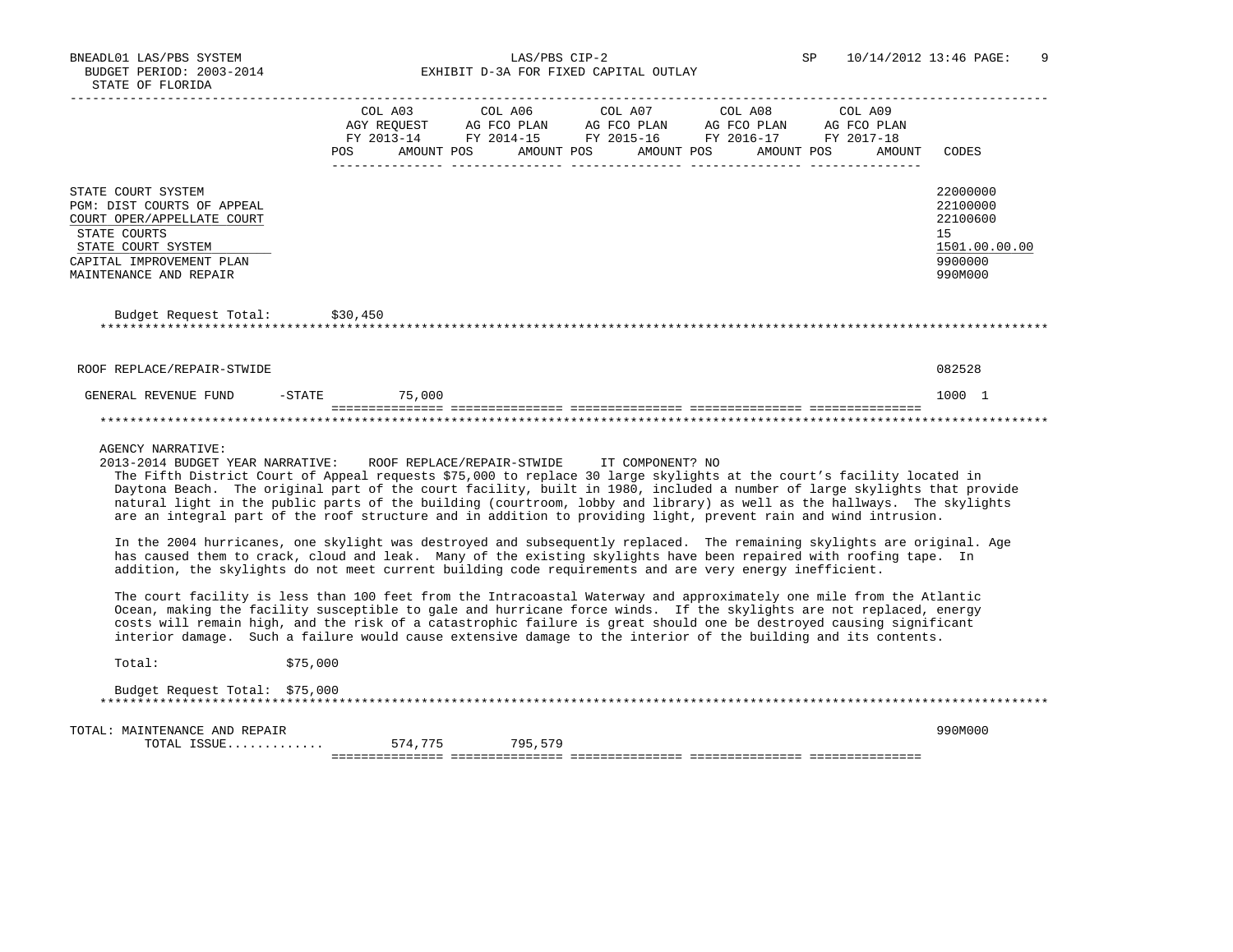BNEADL01 LAS/PBS SYSTEM — LAS/PBS CIP-2 — SP 10/14/2012 13:46

BUDGET PERIOD: 2003-2014 — EXHIBIT D-3A FOR FIXED CAPITAL OUTLAY

STATE OF FLORIDA

| | COL A03 AGY REQUEST FY 2013-14 POS AMOUNT | COL A06 AG FCO PLAN FY 2014-15 POS AMOUNT | COL A07 AG FCO PLAN FY 2015-16 POS AMOUNT | COL A08 AG FCO PLAN FY 2016-17 POS AMOUNT | COL A09 AG FCO PLAN FY 2017-18 POS AMOUNT | CODES |
|---|---|---|---|---|---|---|
| STATE COURT SYSTEM | | | | | | 22000000 |
| PGM: DIST COURTS OF APPEAL | | | | | | 22100000 |
| COURT OPER/APPELLATE COURT | | | | | | 22100600 |
| STATE COURTS | | | | | | 15 |
| STATE COURT SYSTEM | | | | | | 1501.00.00.00 |
| CAPITAL IMPROVEMENT PLAN | | | | | | 9900000 |
| MAINTENANCE AND REPAIR | | | | | | 990M000 |

Budget Request Total: $30,450

****************************************************************************************************

| | COL A03 | COL A06 | COL A07 | COL A08 | COL A09 | CODES |
|---|---|---|---|---|---|---|
| ROOF REPLACE/REPAIR-STWIDE | | | | | | 082528 |
| GENERAL REVENUE FUND -STATE | 75,000 | | | | | 1000 1 |

****************************************************************************************************

AGENCY NARRATIVE:

2013-2014 BUDGET YEAR NARRATIVE: ROOF REPLACE/REPAIR-STWIDE IT COMPONENT? NO

The Fifth District Court of Appeal requests $75,000 to replace 30 large skylights at the court's facility located in Daytona Beach. The original part of the court facility, built in 1980, included a number of large skylights that provide natural light in the public parts of the building (courtroom, lobby and library) as well as the hallways. The skylights are an integral part of the roof structure and in addition to providing light, prevent rain and wind intrusion.

In the 2004 hurricanes, one skylight was destroyed and subsequently replaced. The remaining skylights are original. Age has caused them to crack, cloud and leak. Many of the existing skylights have been repaired with roofing tape. In addition, the skylights do not meet current building code requirements and are very energy inefficient.

The court facility is less than 100 feet from the Intracoastal Waterway and approximately one mile from the Atlantic Ocean, making the facility susceptible to gale and hurricane force winds. If the skylights are not replaced, energy costs will remain high, and the risk of a catastrophic failure is great should one be destroyed causing significant interior damage. Such a failure would cause extensive damage to the interior of the building and its contents.

Total: $75,000

Budget Request Total: $75,000

****************************************************************************************************

| | COL A03 | COL A06 | COL A07 | COL A08 | COL A09 | CODES |
|---|---|---|---|---|---|---|
| TOTAL: MAINTENANCE AND REPAIR | | | | | | 990M000 |
| TOTAL ISSUE............. | 574,775 | 795,579 | | | | |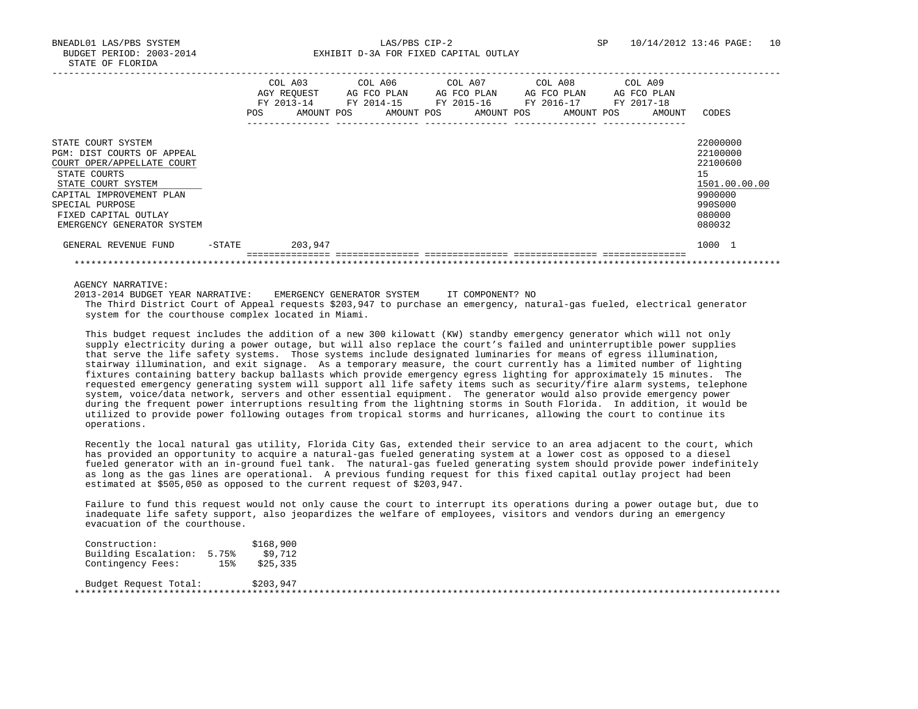BNEADL01 LAS/PBS SYSTEM — LAS/PBS CIP-2 — SP 10/14/2012 13:46

BUDGET PERIOD: 2003-2014 — EXHIBIT D-3A FOR FIXED CAPITAL OUTLAY

STATE OF FLORIDA

| | COL A03 AGY REQUEST FY 2013-14 POS AMOUNT | COL A06 AG FCO PLAN FY 2014-15 POS AMOUNT | COL A07 AG FCO PLAN FY 2015-16 POS AMOUNT | COL A08 AG FCO PLAN FY 2016-17 POS AMOUNT | COL A09 AG FCO PLAN FY 2017-18 POS AMOUNT | CODES |
|---|---|---|---|---|---|---|
| STATE COURT SYSTEM | | | | | | 22000000 |
| PGM: DIST COURTS OF APPEAL | | | | | | 22100000 |
| COURT OPER/APPELLATE COURT | | | | | | 22100600 |
| STATE COURTS | | | | | | 15 |
| STATE COURT SYSTEM | | | | | | 1501.00.00.00 |
| CAPITAL IMPROVEMENT PLAN | | | | | | 9900000 |
| SPECIAL PURPOSE | | | | | | 990S000 |
| FIXED CAPITAL OUTLAY | | | | | | 080000 |
| EMERGENCY GENERATOR SYSTEM | | | | | | 080032 |
| GENERAL REVENUE FUND -STATE | 203,947 | | | | | 1000 1 |

AGENCY NARRATIVE:

2013-2014 BUDGET YEAR NARRATIVE: EMERGENCY GENERATOR SYSTEM IT COMPONENT? NO

The Third District Court of Appeal requests $203,947 to purchase an emergency, natural-gas fueled, electrical generator system for the courthouse complex located in Miami.

This budget request includes the addition of a new 300 kilowatt (KW) standby emergency generator which will not only supply electricity during a power outage, but will also replace the court's failed and uninterruptible power supplies that serve the life safety systems. Those systems include designated luminaries for means of egress illumination, stairway illumination, and exit signage. As a temporary measure, the court currently has a limited number of lighting fixtures containing battery backup ballasts which provide emergency egress lighting for approximately 15 minutes. The requested emergency generating system will support all life safety items such as security/fire alarm systems, telephone system, voice/data network, servers and other essential equipment. The generator would also provide emergency power during the frequent power interruptions resulting from the lightning storms in South Florida. In addition, it would be utilized to provide power following outages from tropical storms and hurricanes, allowing the court to continue its operations.

Recently the local natural gas utility, Florida City Gas, extended their service to an area adjacent to the court, which has provided an opportunity to acquire a natural-gas fueled generating system at a lower cost as opposed to a diesel fueled generator with an in-ground fuel tank. The natural-gas fueled generating system should provide power indefinitely as long as the gas lines are operational. A previous funding request for this fixed capital outlay project had been estimated at $505,050 as opposed to the current request of $203,947.

Failure to fund this request would not only cause the court to interrupt its operations during a power outage but, due to inadequate life safety support, also jeopardizes the welfare of employees, visitors and vendors during an emergency evacuation of the courthouse.

| | | |
|---|---|---|
| Construction: | | $168,900 |
| Building Escalation: | 5.75% | $9,712 |
| Contingency Fees: | 15% | $25,335 |
| Budget Request Total: | | $203,947 |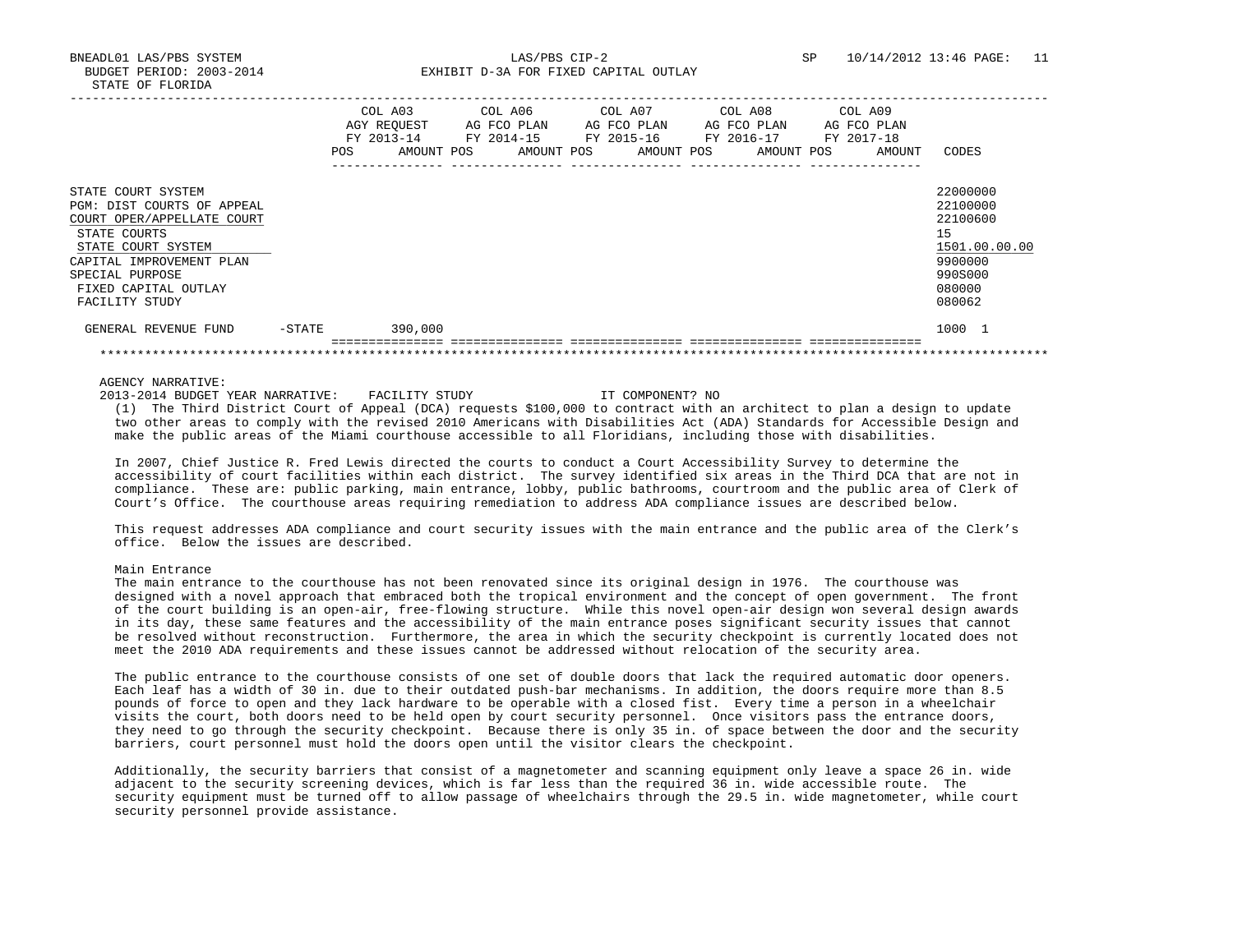BNEADL01 LAS/PBS SYSTEM LAS/PBS CIP-2 SP 10/14/2012 13:46 PAGE: 11
BUDGET PERIOD: 2003-2014 EXHIBIT D-3A FOR FIXED CAPITAL OUTLAY
STATE OF FLORIDA

| | COL A03 AGY REQUEST FY 2013-14 POS AMOUNT | COL A06 AG FCO PLAN FY 2014-15 POS AMOUNT | COL A07 AG FCO PLAN FY 2015-16 POS AMOUNT | COL A08 AG FCO PLAN FY 2016-17 POS AMOUNT | COL A09 AG FCO PLAN FY 2017-18 POS AMOUNT | CODES |
|---|---|---|---|---|---|---|
| STATE COURT SYSTEM | | | | | | 22000000 |
| PGM: DIST COURTS OF APPEAL | | | | | | 22100000 |
| COURT OPER/APPELLATE COURT | | | | | | 22100600 |
| STATE COURTS | | | | | | 15 |
| STATE COURT SYSTEM | | | | | | 1501.00.00.00 |
| CAPITAL IMPROVEMENT PLAN | | | | | | 9900000 |
| SPECIAL PURPOSE | | | | | | 990S000 |
| FIXED CAPITAL OUTLAY | | | | | | 080000 |
| FACILITY STUDY | | | | | | 080062 |
| GENERAL REVENUE FUND -STATE | 390,000 | | | | | 1000 1 |

AGENCY NARRATIVE:
2013-2014 BUDGET YEAR NARRATIVE: FACILITY STUDY IT COMPONENT? NO

(1) The Third District Court of Appeal (DCA) requests $100,000 to contract with an architect to plan a design to update two other areas to comply with the revised 2010 Americans with Disabilities Act (ADA) Standards for Accessible Design and make the public areas of the Miami courthouse accessible to all Floridians, including those with disabilities.

In 2007, Chief Justice R. Fred Lewis directed the courts to conduct a Court Accessibility Survey to determine the accessibility of court facilities within each district. The survey identified six areas in the Third DCA that are not in compliance. These are: public parking, main entrance, lobby, public bathrooms, courtroom and the public area of Clerk of Court's Office. The courthouse areas requiring remediation to address ADA compliance issues are described below.

This request addresses ADA compliance and court security issues with the main entrance and the public area of the Clerk's office. Below the issues are described.

Main Entrance

The main entrance to the courthouse has not been renovated since its original design in 1976. The courthouse was designed with a novel approach that embraced both the tropical environment and the concept of open government. The front of the court building is an open-air, free-flowing structure. While this novel open-air design won several design awards in its day, these same features and the accessibility of the main entrance poses significant security issues that cannot be resolved without reconstruction. Furthermore, the area in which the security checkpoint is currently located does not meet the 2010 ADA requirements and these issues cannot be addressed without relocation of the security area.

The public entrance to the courthouse consists of one set of double doors that lack the required automatic door openers. Each leaf has a width of 30 in. due to their outdated push-bar mechanisms. In addition, the doors require more than 8.5 pounds of force to open and they lack hardware to be operable with a closed fist. Every time a person in a wheelchair visits the court, both doors need to be held open by court security personnel. Once visitors pass the entrance doors, they need to go through the security checkpoint. Because there is only 35 in. of space between the door and the security barriers, court personnel must hold the doors open until the visitor clears the checkpoint.

Additionally, the security barriers that consist of a magnetometer and scanning equipment only leave a space 26 in. wide adjacent to the security screening devices, which is far less than the required 36 in. wide accessible route. The security equipment must be turned off to allow passage of wheelchairs through the 29.5 in. wide magnetometer, while court security personnel provide assistance.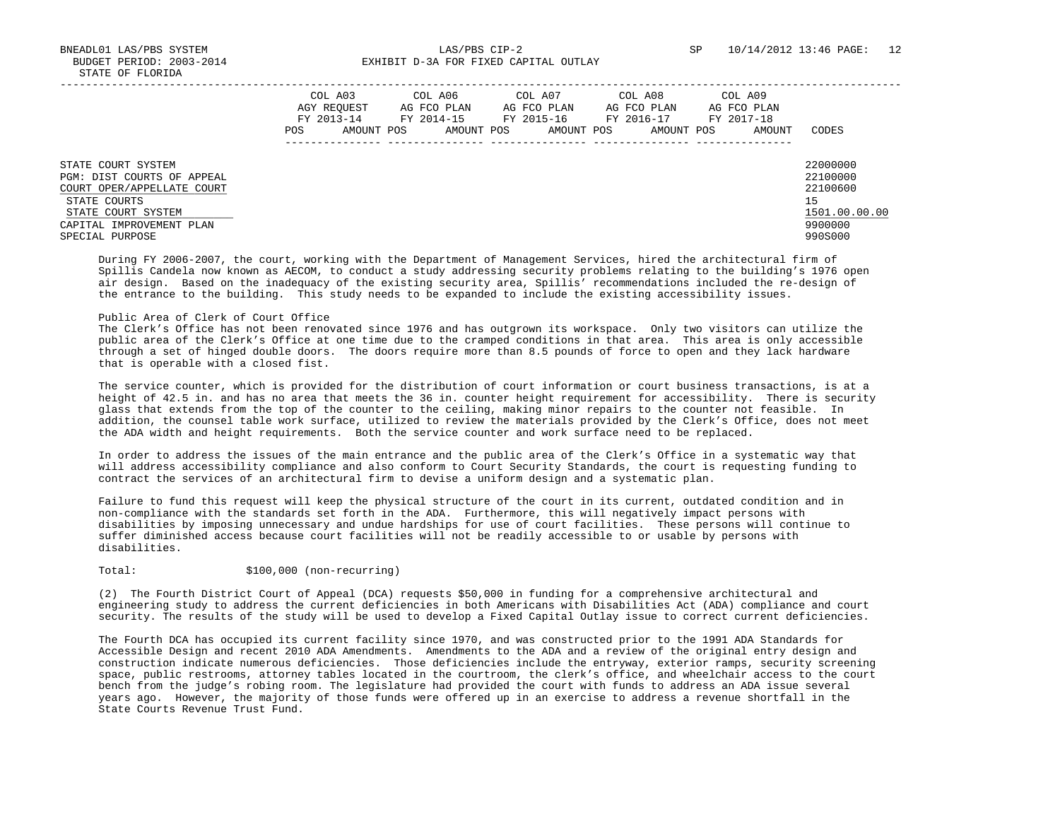| | COL A03 AGY REQUEST FY 2013-14 | | COL A06 AG FCO PLAN FY 2014-15 | | COL A07 AG FCO PLAN FY 2015-16 | | COL A08 AG FCO PLAN FY 2016-17 | | COL A09 AG FCO PLAN FY 2017-18 | | |
|---|---|---|---|---|---|---|---|---|---|---|---|
| | POS | AMOUNT | POS | AMOUNT | POS | AMOUNT | POS | AMOUNT | POS | AMOUNT | CODES |
| STATE COURT SYSTEM | | | | | | | | | | | 22000000 |
| PGM: DIST COURTS OF APPEAL | | | | | | | | | | | 22100000 |
| COURT OPER/APPELLATE COURT | | | | | | | | | | | 22100600 |
| STATE COURTS | | | | | | | | | | | 15 |
| STATE COURT SYSTEM | | | | | | | | | | | 1501.00.00.00 |
| CAPITAL IMPROVEMENT PLAN | | | | | | | | | | | 9900000 |
| SPECIAL PURPOSE | | | | | | | | | | | 990S000 |

During FY 2006-2007, the court, working with the Department of Management Services, hired the architectural firm of Spillis Candela now known as AECOM, to conduct a study addressing security problems relating to the building's 1976 open air design. Based on the inadequacy of the existing security area, Spillis' recommendations included the re-design of the entrance to the building. This study needs to be expanded to include the existing accessibility issues.

Public Area of Clerk of Court Office
The Clerk's Office has not been renovated since 1976 and has outgrown its workspace. Only two visitors can utilize the public area of the Clerk's Office at one time due to the cramped conditions in that area. This area is only accessible through a set of hinged double doors. The doors require more than 8.5 pounds of force to open and they lack hardware that is operable with a closed fist.

The service counter, which is provided for the distribution of court information or court business transactions, is at a height of 42.5 in. and has no area that meets the 36 in. counter height requirement for accessibility. There is security glass that extends from the top of the counter to the ceiling, making minor repairs to the counter not feasible. In addition, the counsel table work surface, utilized to review the materials provided by the Clerk's Office, does not meet the ADA width and height requirements. Both the service counter and work surface need to be replaced.

In order to address the issues of the main entrance and the public area of the Clerk's Office in a systematic way that will address accessibility compliance and also conform to Court Security Standards, the court is requesting funding to contract the services of an architectural firm to devise a uniform design and a systematic plan.

Failure to fund this request will keep the physical structure of the court in its current, outdated condition and in non-compliance with the standards set forth in the ADA. Furthermore, this will negatively impact persons with disabilities by imposing unnecessary and undue hardships for use of court facilities. These persons will continue to suffer diminished access because court facilities will not be readily accessible to or usable by persons with disabilities.

Total: $100,000 (non-recurring)

(2) The Fourth District Court of Appeal (DCA) requests $50,000 in funding for a comprehensive architectural and engineering study to address the current deficiencies in both Americans with Disabilities Act (ADA) compliance and court security. The results of the study will be used to develop a Fixed Capital Outlay issue to correct current deficiencies.

The Fourth DCA has occupied its current facility since 1970, and was constructed prior to the 1991 ADA Standards for Accessible Design and recent 2010 ADA Amendments. Amendments to the ADA and a review of the original entry design and construction indicate numerous deficiencies. Those deficiencies include the entryway, exterior ramps, security screening space, public restrooms, attorney tables located in the courtroom, the clerk's office, and wheelchair access to the court bench from the judge's robing room. The legislature had provided the court with funds to address an ADA issue several years ago. However, the majority of those funds were offered up in an exercise to address a revenue shortfall in the State Courts Revenue Trust Fund.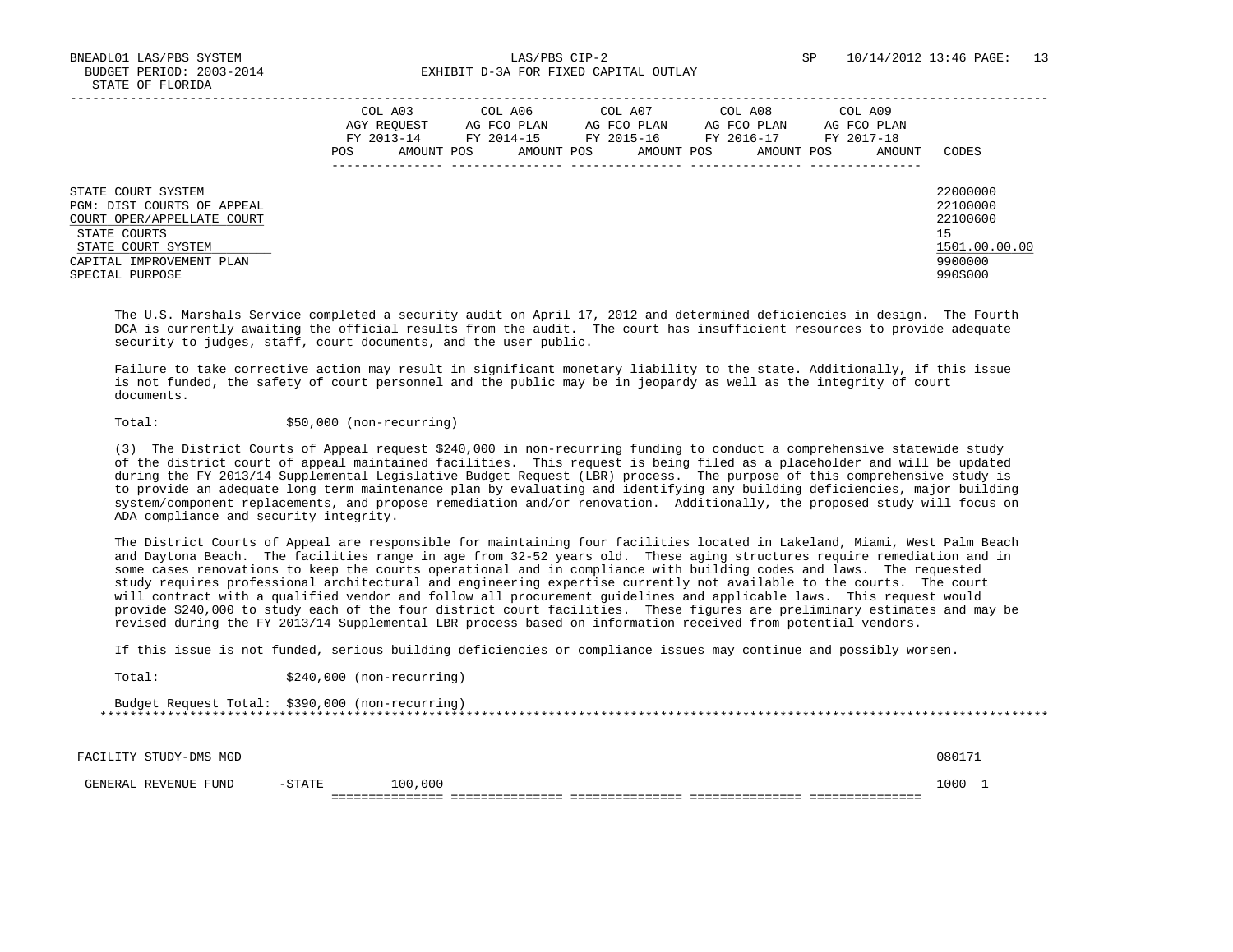| | COL A03 AGY REQUEST FY 2013-14 POS AMOUNT | COL A06 AG FCO PLAN FY 2014-15 POS AMOUNT | COL A07 AG FCO PLAN FY 2015-16 POS AMOUNT | COL A08 AG FCO PLAN FY 2016-17 POS AMOUNT | COL A09 AG FCO PLAN FY 2017-18 POS AMOUNT | CODES |
|---|---|---|---|---|---|---|
| STATE COURT SYSTEM | | | | | | 22000000 |
| PGM: DIST COURTS OF APPEAL | | | | | | 22100000 |
| COURT OPER/APPELLATE COURT | | | | | | 22100600 |
| STATE COURTS | | | | | | 15 |
| STATE COURT SYSTEM | | | | | | 1501.00.00.00 |
| CAPITAL IMPROVEMENT PLAN | | | | | | 9900000 |
| SPECIAL PURPOSE | | | | | | 990S000 |

The U.S. Marshals Service completed a security audit on April 17, 2012 and determined deficiencies in design. The Fourth DCA is currently awaiting the official results from the audit. The court has insufficient resources to provide adequate security to judges, staff, court documents, and the user public.

Failure to take corrective action may result in significant monetary liability to the state. Additionally, if this issue is not funded, the safety of court personnel and the public may be in jeopardy as well as the integrity of court documents.

Total: $50,000 (non-recurring)

(3) The District Courts of Appeal request $240,000 in non-recurring funding to conduct a comprehensive statewide study of the district court of appeal maintained facilities. This request is being filed as a placeholder and will be updated during the FY 2013/14 Supplemental Legislative Budget Request (LBR) process. The purpose of this comprehensive study is to provide an adequate long term maintenance plan by evaluating and identifying any building deficiencies, major building system/component replacements, and propose remediation and/or renovation. Additionally, the proposed study will focus on ADA compliance and security integrity.

The District Courts of Appeal are responsible for maintaining four facilities located in Lakeland, Miami, West Palm Beach and Daytona Beach. The facilities range in age from 32-52 years old. These aging structures require remediation and in some cases renovations to keep the courts operational and in compliance with building codes and laws. The requested study requires professional architectural and engineering expertise currently not available to the courts. The court will contract with a qualified vendor and follow all procurement guidelines and applicable laws. This request would provide $240,000 to study each of the four district court facilities. These figures are preliminary estimates and may be revised during the FY 2013/14 Supplemental LBR process based on information received from potential vendors.

If this issue is not funded, serious building deficiencies or compliance issues may continue and possibly worsen.

Total: $240,000 (non-recurring)

Budget Request Total: $390,000 (non-recurring)

| | COL A03 | COL A06 | COL A07 | COL A08 | COL A09 | CODES |
|---|---|---|---|---|---|---|
| FACILITY STUDY-DMS MGD | | | | | | 080171 |
| GENERAL REVENUE FUND -STATE | 100,000 | | | | | 1000 1 |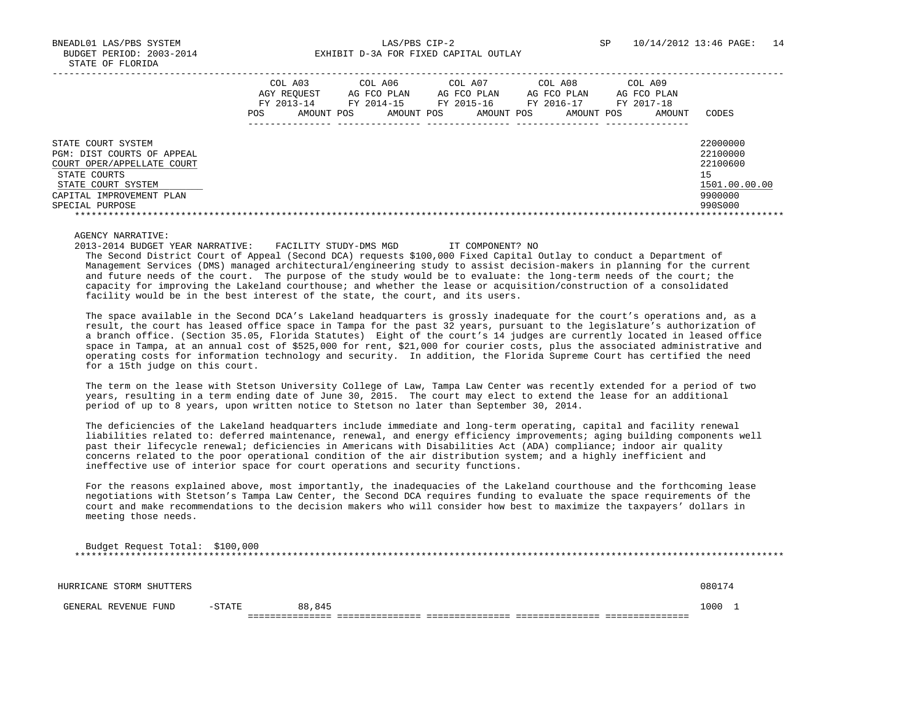BNEADL01 LAS/PBS SYSTEM LAS/PBS CIP-2 SP 10/14/2012 13:46

BUDGET PERIOD: 2003-2014 EXHIBIT D-3A FOR FIXED CAPITAL OUTLAY

STATE OF FLORIDA

| | COL A03 AGY REQUEST FY 2013-14 POS AMOUNT | COL A06 AG FCO PLAN FY 2014-15 POS AMOUNT | COL A07 AG FCO PLAN FY 2015-16 POS AMOUNT | COL A08 AG FCO PLAN FY 2016-17 POS AMOUNT | COL A09 AG FCO PLAN FY 2017-18 POS AMOUNT | CODES |
|---|---|---|---|---|---|---|
| STATE COURT SYSTEM | | | | | | 22000000 |
| PGM: DIST COURTS OF APPEAL | | | | | | 22100000 |
| COURT OPER/APPELLATE COURT | | | | | | 22100600 |
| STATE COURTS | | | | | | 15 |
| STATE COURT SYSTEM | | | | | | 1501.00.00.00 |
| CAPITAL IMPROVEMENT PLAN | | | | | | 9900000 |
| SPECIAL PURPOSE | | | | | | 990S000 |

AGENCY NARRATIVE:

2013-2014 BUDGET YEAR NARRATIVE: FACILITY STUDY-DMS MGD IT COMPONENT? NO

The Second District Court of Appeal (Second DCA) requests $100,000 Fixed Capital Outlay to conduct a Department of Management Services (DMS) managed architectural/engineering study to assist decision-makers in planning for the current and future needs of the court. The purpose of the study would be to evaluate: the long-term needs of the court; the capacity for improving the Lakeland courthouse; and whether the lease or acquisition/construction of a consolidated facility would be in the best interest of the state, the court, and its users.

The space available in the Second DCA's Lakeland headquarters is grossly inadequate for the court's operations and, as a result, the court has leased office space in Tampa for the past 32 years, pursuant to the legislature's authorization of a branch office. (Section 35.05, Florida Statutes) Eight of the court's 14 judges are currently located in leased office space in Tampa, at an annual cost of $525,000 for rent, $21,000 for courier costs, plus the associated administrative and operating costs for information technology and security. In addition, the Florida Supreme Court has certified the need for a 15th judge on this court.

The term on the lease with Stetson University College of Law, Tampa Law Center was recently extended for a period of two years, resulting in a term ending date of June 30, 2015. The court may elect to extend the lease for an additional period of up to 8 years, upon written notice to Stetson no later than September 30, 2014.

The deficiencies of the Lakeland headquarters include immediate and long-term operating, capital and facility renewal liabilities related to: deferred maintenance, renewal, and energy efficiency improvements; aging building components well past their lifecycle renewal; deficiencies in Americans with Disabilities Act (ADA) compliance; indoor air quality concerns related to the poor operational condition of the air distribution system; and a highly inefficient and ineffective use of interior space for court operations and security functions.

For the reasons explained above, most importantly, the inadequacies of the Lakeland courthouse and the forthcoming lease negotiations with Stetson's Tampa Law Center, the Second DCA requires funding to evaluate the space requirements of the court and make recommendations to the decision makers who will consider how best to maximize the taxpayers' dollars in meeting those needs.

Budget Request Total: $100,000

| | COL A03 | COL A06 | COL A07 | COL A08 | COL A09 | CODES |
|---|---|---|---|---|---|---|
| HURRICANE STORM SHUTTERS | | | | | | 080174 |
| GENERAL REVENUE FUND -STATE | 88,845 | | | | | 1000 1 |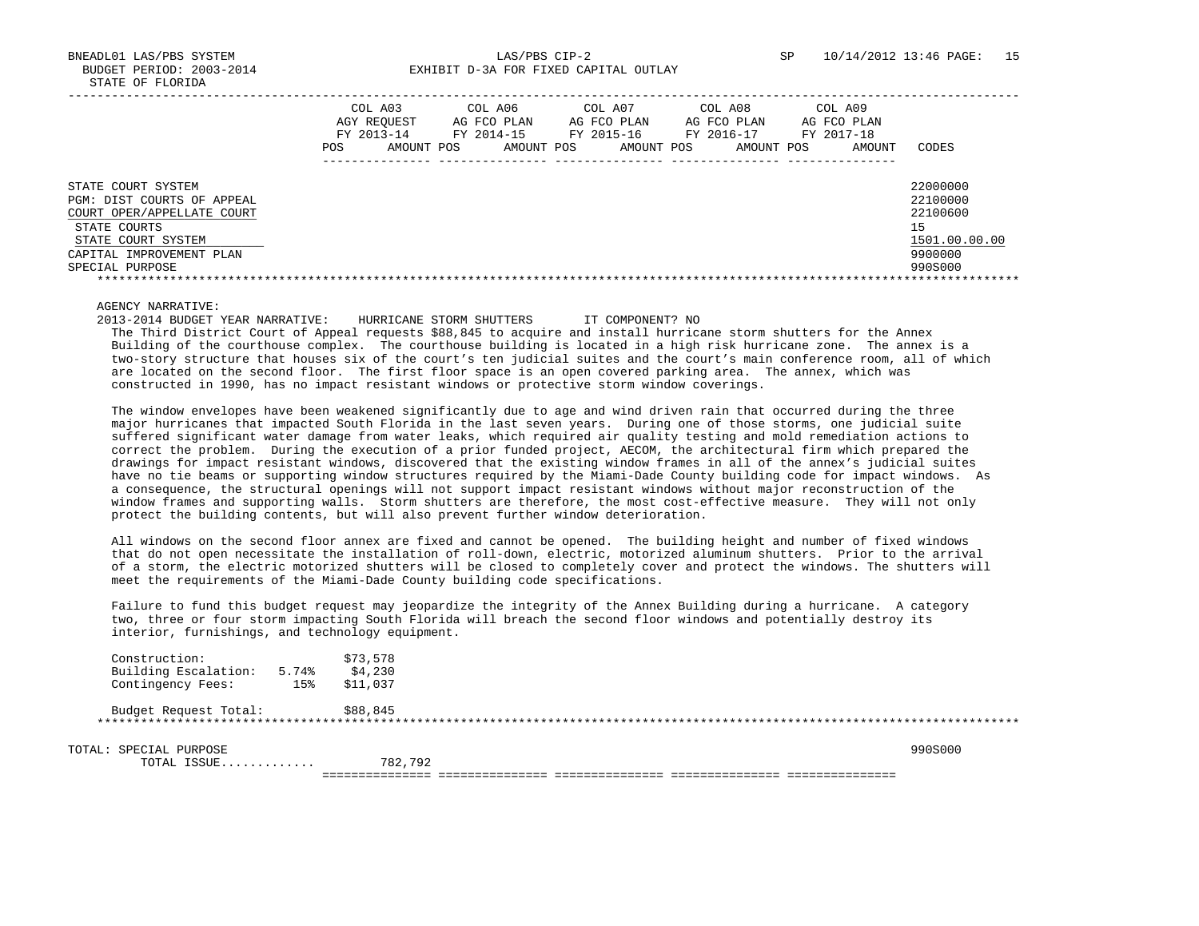BNEADL01 LAS/PBS SYSTEM — LAS/PBS CIP-2 — SP 10/14/2012 13:46

BUDGET PERIOD: 2003-2014

STATE OF FLORIDA

EXHIBIT D-3A FOR FIXED CAPITAL OUTLAY

| | COL A03 AGY REQUEST FY 2013-14 | | COL A06 AG FCO PLAN FY 2014-15 | | COL A07 AG FCO PLAN FY 2015-16 | | COL A08 AG FCO PLAN FY 2016-17 | | COL A09 AG FCO PLAN FY 2017-18 | | |
|---|---|---|---|---|---|---|---|---|---|---|---|
| | POS | AMOUNT | POS | AMOUNT | POS | AMOUNT | POS | AMOUNT | POS | AMOUNT | CODES |
| STATE COURT SYSTEM | | | | | | | | | | | 22000000 |
| PGM: DIST COURTS OF APPEAL | | | | | | | | | | | 22100000 |
| COURT OPER/APPELLATE COURT | | | | | | | | | | | 22100600 |
| STATE COURTS | | | | | | | | | | | 15 |
| STATE COURT SYSTEM | | | | | | | | | | | 1501.00.00.00 |
| CAPITAL IMPROVEMENT PLAN | | | | | | | | | | | 9900000 |
| SPECIAL PURPOSE | | | | | | | | | | | 990S000 |

AGENCY NARRATIVE:

2013-2014 BUDGET YEAR NARRATIVE: HURRICANE STORM SHUTTERS IT COMPONENT? NO

The Third District Court of Appeal requests $88,845 to acquire and install hurricane storm shutters for the Annex Building of the courthouse complex. The courthouse building is located in a high risk hurricane zone. The annex is a two-story structure that houses six of the court's ten judicial suites and the court's main conference room, all of which are located on the second floor. The first floor space is an open covered parking area. The annex, which was constructed in 1990, has no impact resistant windows or protective storm window coverings.

The window envelopes have been weakened significantly due to age and wind driven rain that occurred during the three major hurricanes that impacted South Florida in the last seven years. During one of those storms, one judicial suite suffered significant water damage from water leaks, which required air quality testing and mold remediation actions to correct the problem. During the execution of a prior funded project, AECOM, the architectural firm which prepared the drawings for impact resistant windows, discovered that the existing window frames in all of the annex's judicial suites have no tie beams or supporting window structures required by the Miami-Dade County building code for impact windows. As a consequence, the structural openings will not support impact resistant windows without major reconstruction of the window frames and supporting walls. Storm shutters are therefore, the most cost-effective measure. They will not only protect the building contents, but will also prevent further window deterioration.

All windows on the second floor annex are fixed and cannot be opened. The building height and number of fixed windows that do not open necessitate the installation of roll-down, electric, motorized aluminum shutters. Prior to the arrival of a storm, the electric motorized shutters will be closed to completely cover and protect the windows. The shutters will meet the requirements of the Miami-Dade County building code specifications.

Failure to fund this budget request may jeopardize the integrity of the Annex Building during a hurricane. A category two, three or four storm impacting South Florida will breach the second floor windows and potentially destroy its interior, furnishings, and technology equipment.

| | | |
|---|---|---|
| Construction: | | $73,578 |
| Building Escalation: | 5.74% | $4,230 |
| Contingency Fees: | 15% | $11,037 |
| Budget Request Total: | | $88,845 |

| | COL A03 AMOUNT | COL A06 | COL A07 | COL A08 | COL A09 | CODES |
|---|---|---|---|---|---|---|
| TOTAL: SPECIAL PURPOSE | | | | | | 990S000 |
| TOTAL ISSUE............. | 782,792 | | | | | |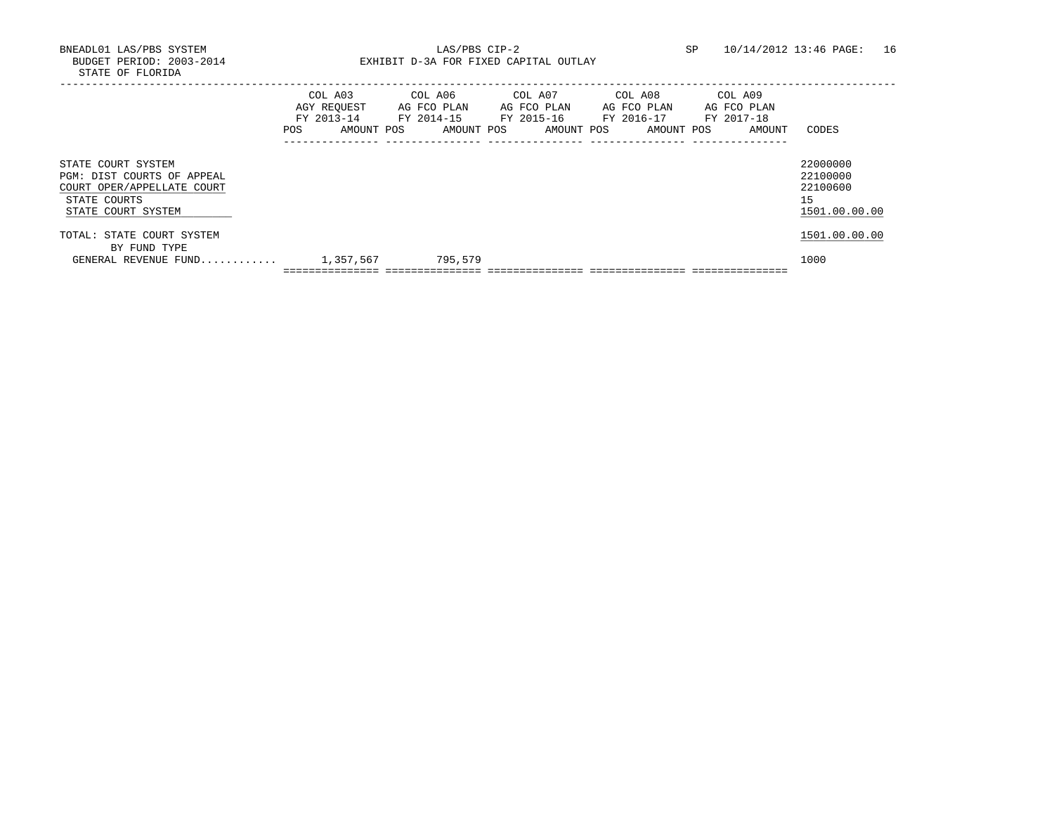BNEADL01 LAS/PBS SYSTEM LAS/PBS CIP-2 SP 10/14/2012 13:46 PAGE: 16
BUDGET PERIOD: 2003-2014 EXHIBIT D-3A FOR FIXED CAPITAL OUTLAY
STATE OF FLORIDA

| | COL A03 AGY REQUEST FY 2013-14 POS | AMOUNT | COL A06 AG FCO PLAN FY 2014-15 POS | AMOUNT | COL A07 AG FCO PLAN FY 2015-16 POS | AMOUNT | COL A08 AG FCO PLAN FY 2016-17 POS | AMOUNT | COL A09 AG FCO PLAN FY 2017-18 POS | AMOUNT | CODES |
|---|---|---|---|---|---|---|---|---|---|---|---|
| STATE COURT SYSTEM | | | | | | | | | | | 22000000 |
| PGM: DIST COURTS OF APPEAL | | | | | | | | | | | 22100000 |
| COURT OPER/APPELLATE COURT | | | | | | | | | | | 22100600 |
| STATE COURTS | | | | | | | | | | | 15 |
| STATE COURT SYSTEM | | | | | | | | | | | 1501.00.00.00 |
| TOTAL: STATE COURT SYSTEM | | | | | | | | | | | 1501.00.00.00 |
| BY FUND TYPE | | | | | | | | | | | |
| GENERAL REVENUE FUND............ | | 1,357,567 | | 795,579 | | | | | | | 1000 |